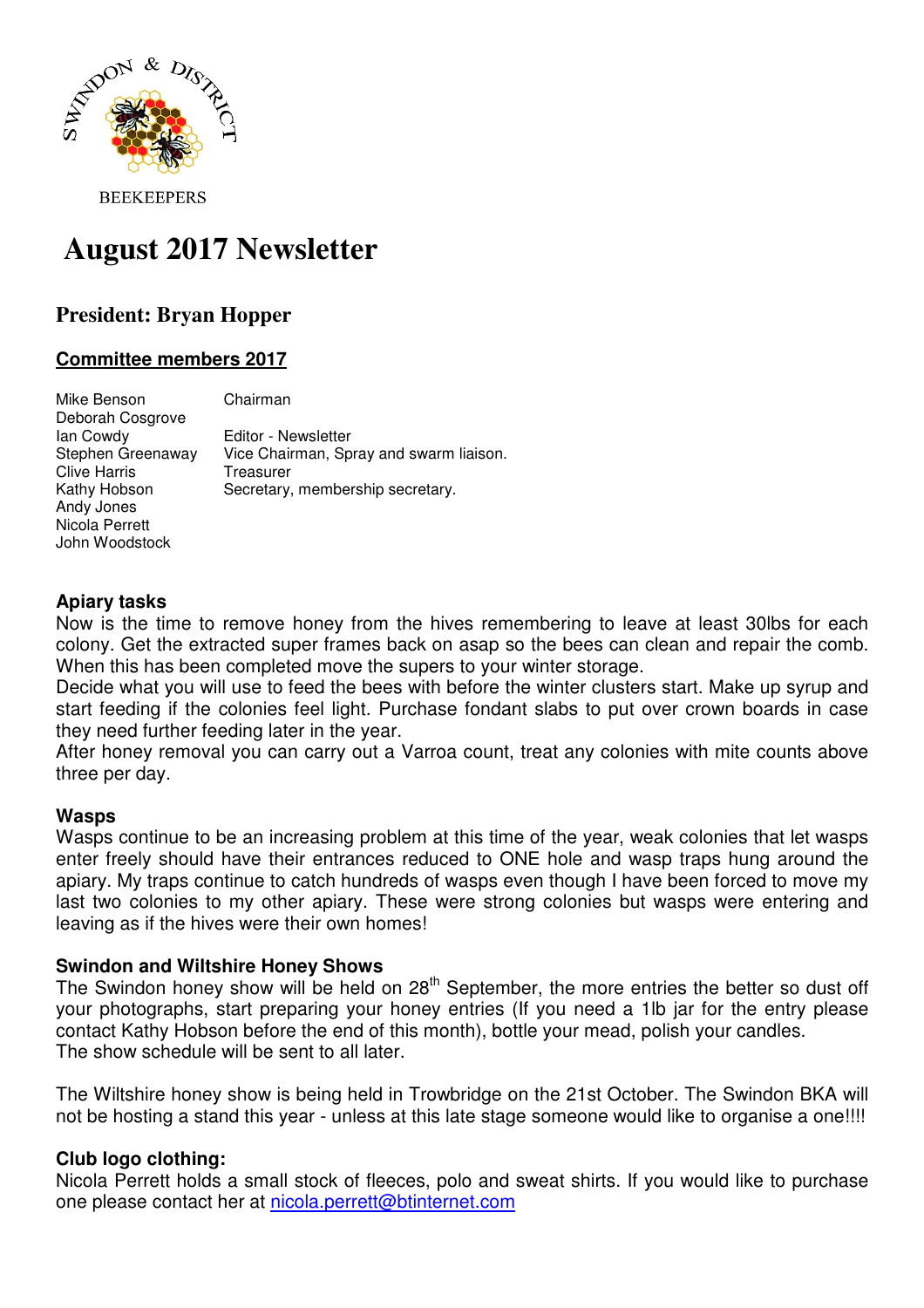SWINDON & DISTRICT

BEEKEEPERS

# August 2017 Newsletter

## President: Bryan Hopper

### Committee members 2017

| | |
|---|---|
| Mike Benson | Chairman |
| Deborah Cosgrove | |
| Ian Cowdy | Editor - Newsletter |
| Stephen Greenaway | Vice Chairman, Spray and swarm liaison. |
| Clive Harris | Treasurer |
| Kathy Hobson | Secretary, membership secretary. |
| Andy Jones | |
| Nicola Perrett | |
| John Woodstock | |

**Apiary tasks**

Now is the time to remove honey from the hives remembering to leave at least 30lbs for each colony. Get the extracted super frames back on asap so the bees can clean and repair the comb. When this has been completed move the supers to your winter storage.

Decide what you will use to feed the bees with before the winter clusters start. Make up syrup and start feeding if the colonies feel light. Purchase fondant slabs to put over crown boards in case they need further feeding later in the year.

After honey removal you can carry out a Varroa count, treat any colonies with mite counts above three per day.

**Wasps**

Wasps continue to be an increasing problem at this time of the year, weak colonies that let wasps enter freely should have their entrances reduced to ONE hole and wasp traps hung around the apiary. My traps continue to catch hundreds of wasps even though I have been forced to move my last two colonies to my other apiary. These were strong colonies but wasps were entering and leaving as if the hives were their own homes!

**Swindon and Wiltshire Honey Shows**

The Swindon honey show will be held on 28th September, the more entries the better so dust off your photographs, start preparing your honey entries (If you need a 1lb jar for the entry please contact Kathy Hobson before the end of this month), bottle your mead, polish your candles.
The show schedule will be sent to all later.

The Wiltshire honey show is being held in Trowbridge on the 21st October. The Swindon BKA will not be hosting a stand this year - unless at this late stage someone would like to organise a one!!!!

**Club logo clothing:**

Nicola Perrett holds a small stock of fleeces, polo and sweat shirts. If you would like to purchase one please contact her at nicola.perrett@btinternet.com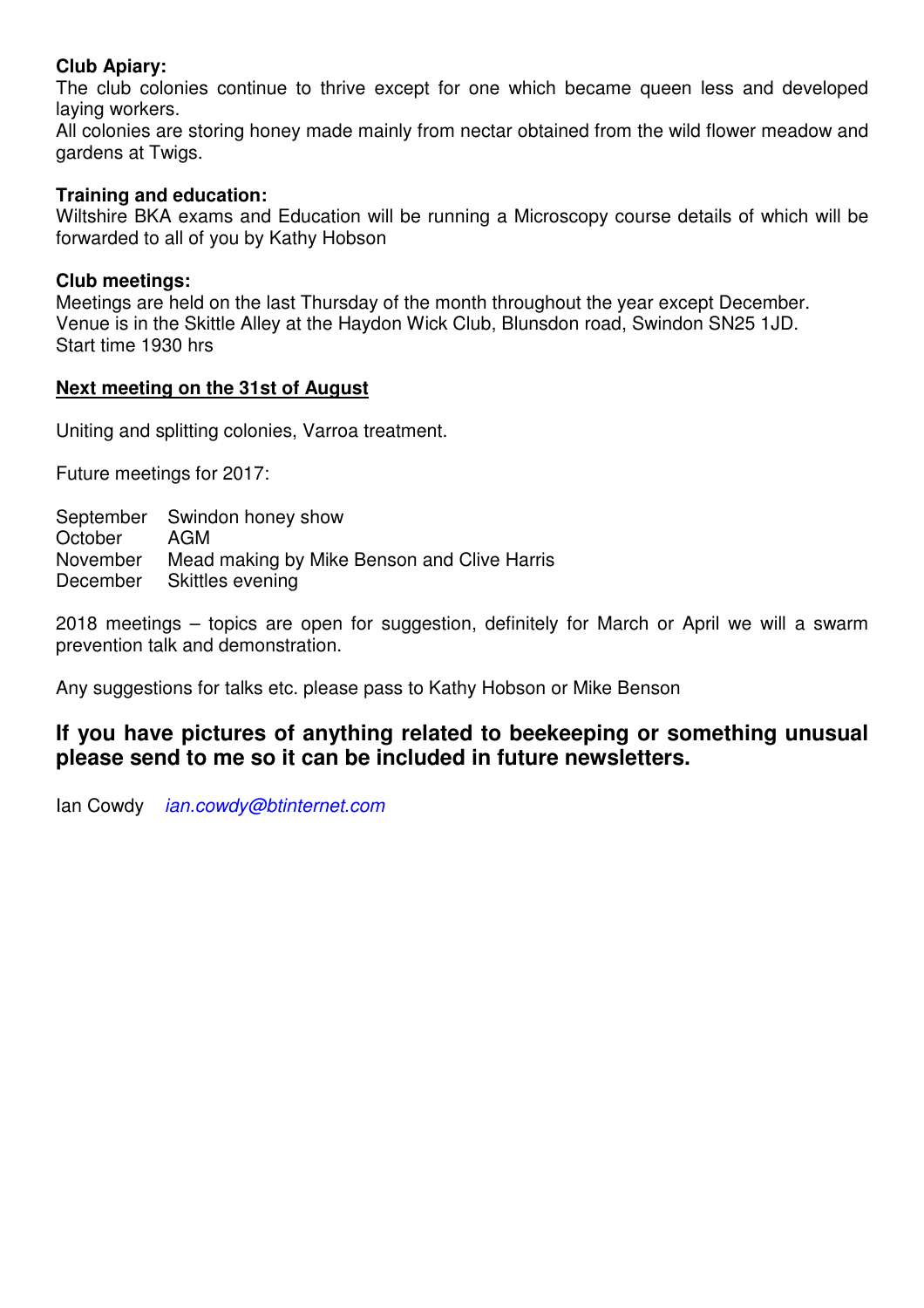**Club Apiary:**
The club colonies continue to thrive except for one which became queen less and developed laying workers.
All colonies are storing honey made mainly from nectar obtained from the wild flower meadow and gardens at Twigs.

**Training and education:**
Wiltshire BKA exams and Education will be running a Microscopy course details of which will be forwarded to all of you by Kathy Hobson

**Club meetings:**
Meetings are held on the last Thursday of the month throughout the year except December.
Venue is in the Skittle Alley at the Haydon Wick Club, Blunsdon road, Swindon SN25 1JD.
Start time 1930 hrs

**Next meeting on the 31st of August**

Uniting and splitting colonies, Varroa treatment.

Future meetings for 2017:

| | |
|---|---|
| September | Swindon honey show |
| October | AGM |
| November | Mead making by Mike Benson and Clive Harris |
| December | Skittles evening |

2018 meetings – topics are open for suggestion, definitely for March or April we will a swarm prevention talk and demonstration.

Any suggestions for talks etc. please pass to Kathy Hobson or Mike Benson

**If you have pictures of anything related to beekeeping or something unusual please send to me so it can be included in future newsletters.**

Ian Cowdy *ian.cowdy@btinternet.com*